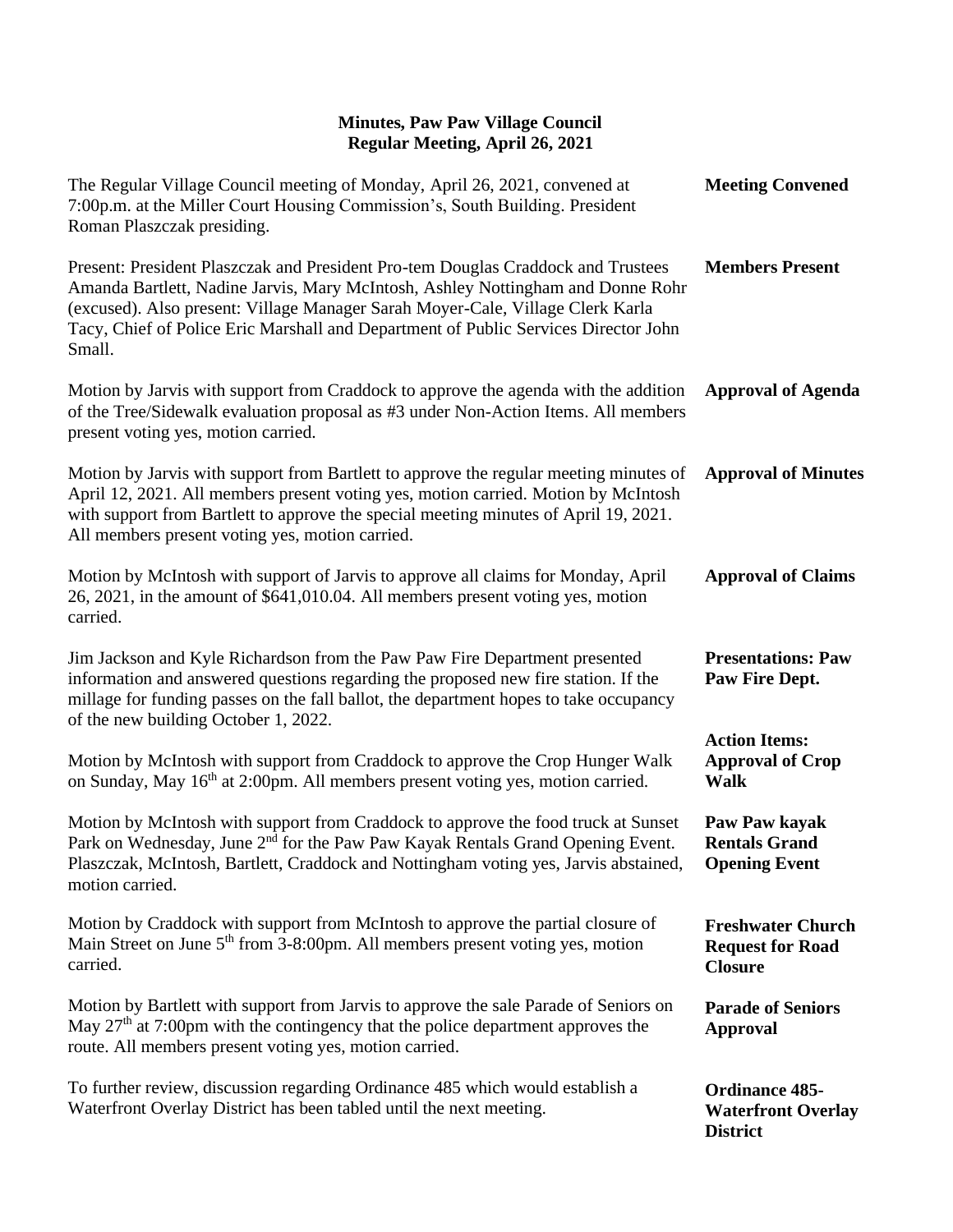# Minutes, Paw Paw Village Council
## Regular Meeting, April 26, 2021

**Meeting Convened**

The Regular Village Council meeting of Monday, April 26, 2021, convened at 7:00p.m. at the Miller Court Housing Commission's, South Building. President Roman Plaszczak presiding.

**Members Present**

Present: President Plaszczak and President Pro-tem Douglas Craddock and Trustees Amanda Bartlett, Nadine Jarvis, Mary McIntosh, Ashley Nottingham and Donne Rohr (excused). Also present: Village Manager Sarah Moyer-Cale, Village Clerk Karla Tacy, Chief of Police Eric Marshall and Department of Public Services Director John Small.

**Approval of Agenda**

Motion by Jarvis with support from Craddock to approve the agenda with the addition of the Tree/Sidewalk evaluation proposal as #3 under Non-Action Items. All members present voting yes, motion carried.

**Approval of Minutes**

Motion by Jarvis with support from Bartlett to approve the regular meeting minutes of April 12, 2021. All members present voting yes, motion carried. Motion by McIntosh with support from Bartlett to approve the special meeting minutes of April 19, 2021. All members present voting yes, motion carried.

**Approval of Claims**

Motion by McIntosh with support of Jarvis to approve all claims for Monday, April 26, 2021, in the amount of $641,010.04. All members present voting yes, motion carried.

**Presentations: Paw Paw Fire Dept.**

Jim Jackson and Kyle Richardson from the Paw Paw Fire Department presented information and answered questions regarding the proposed new fire station. If the millage for funding passes on the fall ballot, the department hopes to take occupancy of the new building October 1, 2022.

**Action Items: Approval of Crop Walk**

Motion by McIntosh with support from Craddock to approve the Crop Hunger Walk on Sunday, May 16th at 2:00pm. All members present voting yes, motion carried.

**Paw Paw kayak Rentals Grand Opening Event**

Motion by McIntosh with support from Craddock to approve the food truck at Sunset Park on Wednesday, June 2nd for the Paw Paw Kayak Rentals Grand Opening Event. Plaszczak, McIntosh, Bartlett, Craddock and Nottingham voting yes, Jarvis abstained, motion carried.

**Freshwater Church Request for Road Closure**

Motion by Craddock with support from McIntosh to approve the partial closure of Main Street on June 5th from 3-8:00pm. All members present voting yes, motion carried.

**Parade of Seniors Approval**

Motion by Bartlett with support from Jarvis to approve the sale Parade of Seniors on May 27th at 7:00pm with the contingency that the police department approves the route. All members present voting yes, motion carried.

**Ordinance 485-Waterfront Overlay District**

To further review, discussion regarding Ordinance 485 which would establish a Waterfront Overlay District has been tabled until the next meeting.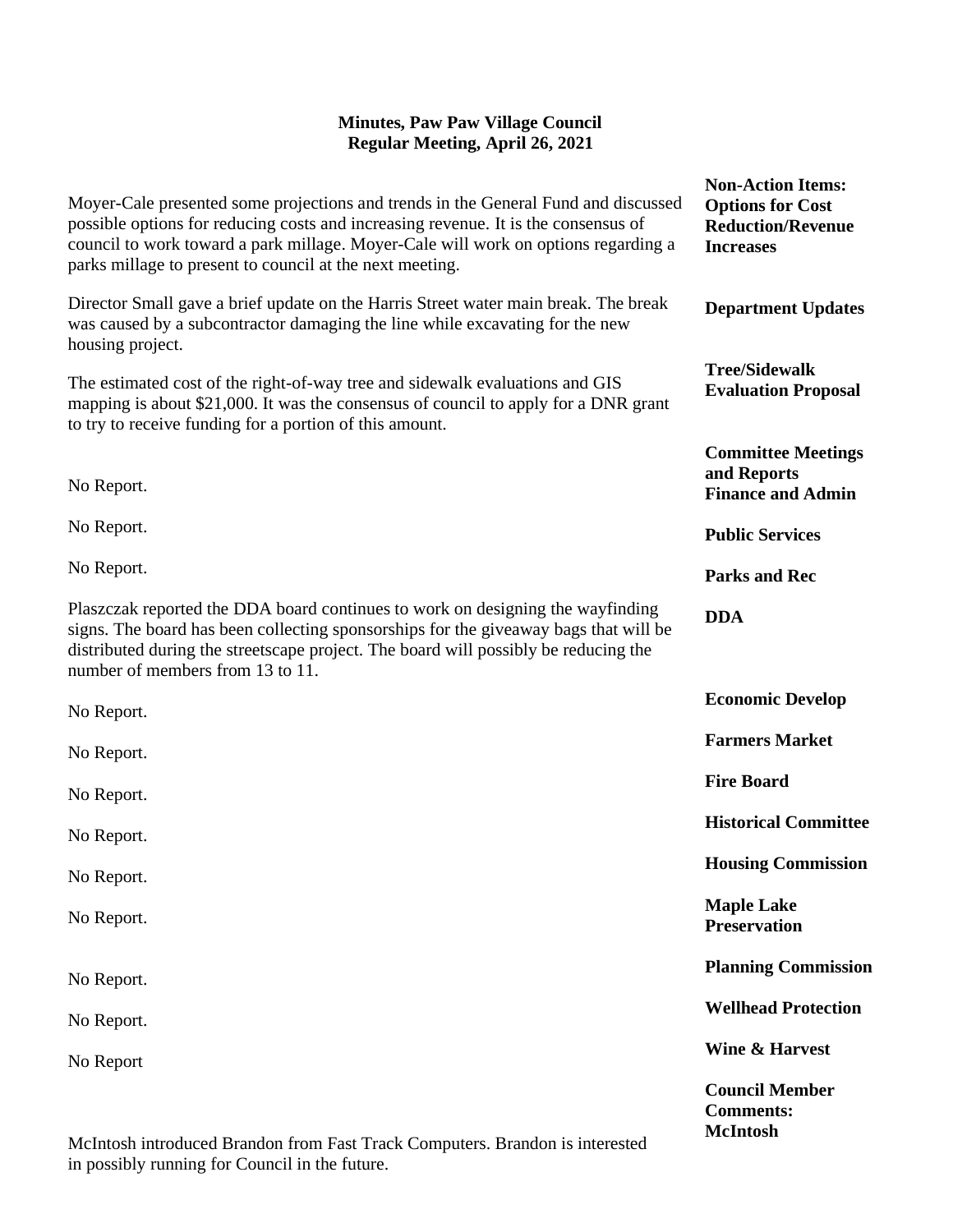**Minutes, Paw Paw Village Council**
**Regular Meeting, April 26, 2021**

**Non-Action Items: Options for Cost Reduction/Revenue Increases**

Moyer-Cale presented some projections and trends in the General Fund and discussed possible options for reducing costs and increasing revenue. It is the consensus of council to work toward a park millage. Moyer-Cale will work on options regarding a parks millage to present to council at the next meeting.

**Department Updates**

Director Small gave a brief update on the Harris Street water main break. The break was caused by a subcontractor damaging the line while excavating for the new housing project.

**Tree/Sidewalk Evaluation Proposal**

The estimated cost of the right-of-way tree and sidewalk evaluations and GIS mapping is about $21,000. It was the consensus of council to apply for a DNR grant to try to receive funding for a portion of this amount.

**Committee Meetings and Reports**

**Finance and Admin**

No Report.

**Public Services**

No Report.

**Parks and Rec**

No Report.

**DDA**

Plaszczak reported the DDA board continues to work on designing the wayfinding signs. The board has been collecting sponsorships for the giveaway bags that will be distributed during the streetscape project. The board will possibly be reducing the number of members from 13 to 11.

**Economic Develop**

No Report.

**Farmers Market**

No Report.

**Fire Board**

No Report.

**Historical Committee**

No Report.

**Housing Commission**

No Report.

**Maple Lake Preservation**

No Report.

**Planning Commission**

No Report.

**Wellhead Protection**

No Report.

**Wine & Harvest**

No Report

**Council Member Comments:**

**McIntosh**

McIntosh introduced Brandon from Fast Track Computers. Brandon is interested in possibly running for Council in the future.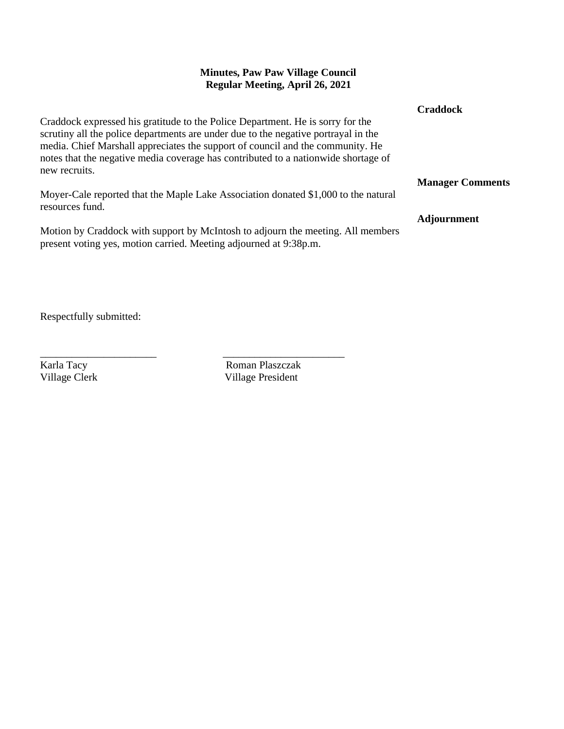**Minutes, Paw Paw Village Council**
**Regular Meeting, April 26, 2021**

**Craddock**

Craddock expressed his gratitude to the Police Department. He is sorry for the scrutiny all the police departments are under due to the negative portrayal in the media. Chief Marshall appreciates the support of council and the community. He notes that the negative media coverage has contributed to a nationwide shortage of new recruits.

**Manager Comments**

Moyer-Cale reported that the Maple Lake Association donated $1,000 to the natural resources fund.

**Adjournment**

Motion by Craddock with support by McIntosh to adjourn the meeting. All members present voting yes, motion carried. Meeting adjourned at 9:38p.m.

Respectfully submitted:

| | |
|---|---|
| ______________________ | ______________________ |
| Karla Tacy | Roman Plaszczak |
| Village Clerk | Village President |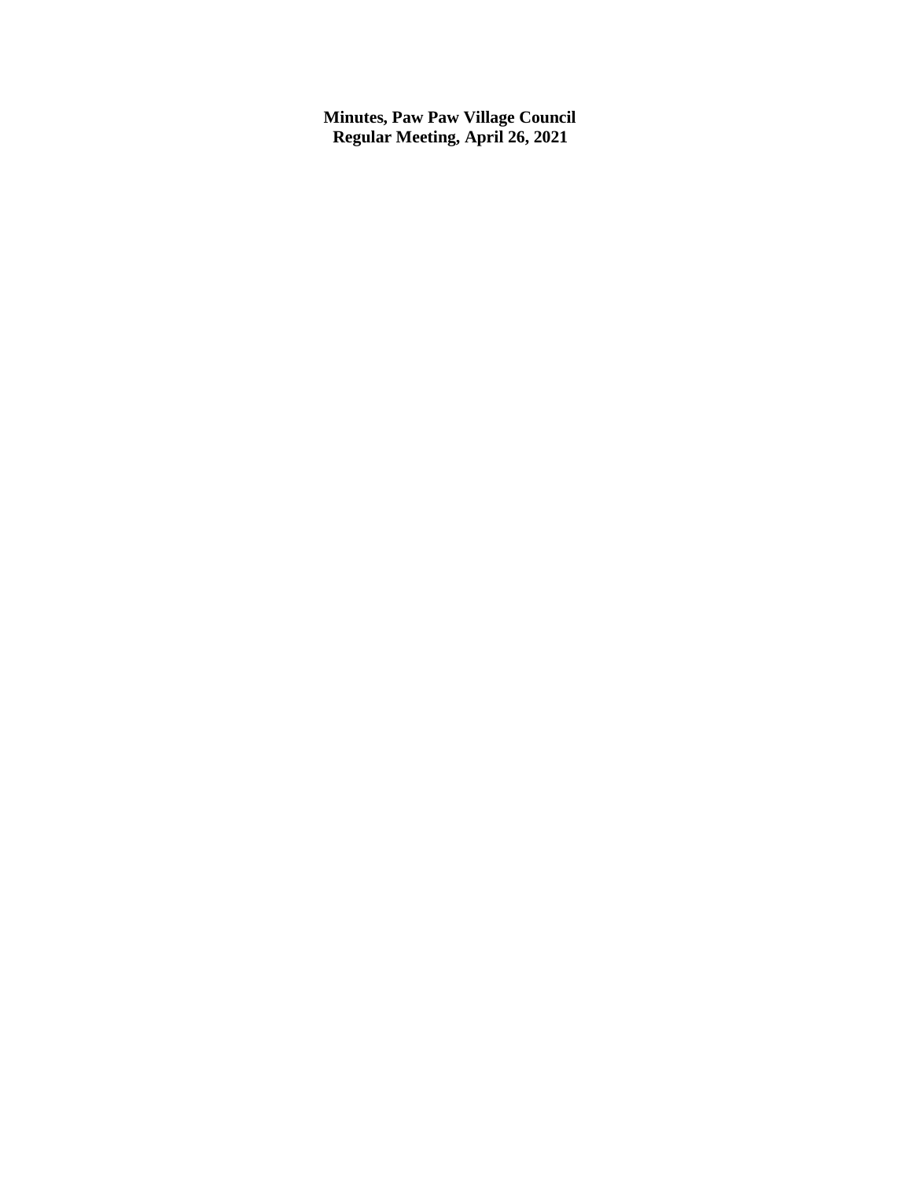**Minutes, Paw Paw Village Council**
**Regular Meeting, April 26, 2021**